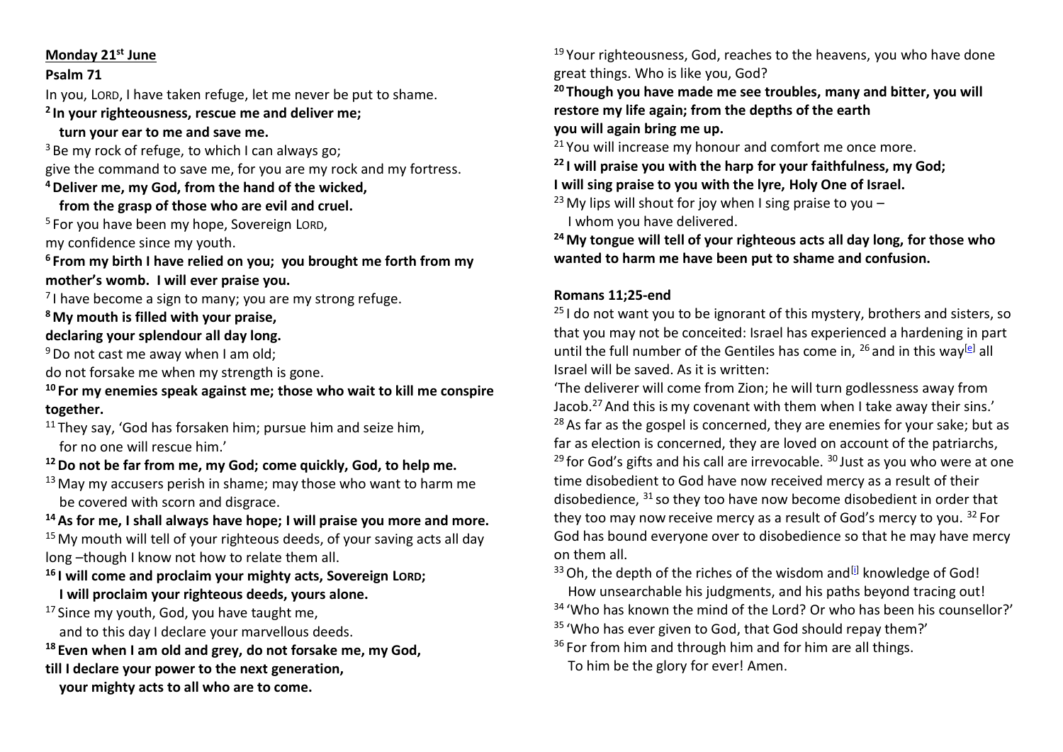**Monday 21st June**

**Psalm 71**

In you, LORD, I have taken refuge, let me never be put to shame.

**[2] In your righteousness, rescue me and deliver me;
turn your ear to me and save me.**

[3] Be my rock of refuge, to which I can always go;
give the command to save me, for you are my rock and my fortress.

**[4] Deliver me, my God, from the hand of the wicked,
from the grasp of those who are evil and cruel.**

[5] For you have been my hope, Sovereign LORD,
my confidence since my youth.

**[6] From my birth I have relied on you; you brought me forth from my mother's womb. I will ever praise you.**

[7] I have become a sign to many; you are my strong refuge.

**[8] My mouth is filled with your praise,
declaring your splendour all day long.**

[9] Do not cast me away when I am old;
do not forsake me when my strength is gone.

**[10] For my enemies speak against me; those who wait to kill me conspire together.**

[11] They say, 'God has forsaken him; pursue him and seize him,
for no one will rescue him.'

**[12] Do not be far from me, my God; come quickly, God, to help me.**

[13] May my accusers perish in shame; may those who want to harm me
be covered with scorn and disgrace.

**[14] As for me, I shall always have hope; I will praise you more and more.**

[15] My mouth will tell of your righteous deeds, of your saving acts all day long –though I know not how to relate them all.

**[16] I will come and proclaim your mighty acts, Sovereign LORD;
I will proclaim your righteous deeds, yours alone.**

[17] Since my youth, God, you have taught me,
and to this day I declare your marvellous deeds.

**[18] Even when I am old and grey, do not forsake me, my God,
till I declare your power to the next generation,
your mighty acts to all who are to come.**

[19] Your righteousness, God, reaches to the heavens, you who have done great things. Who is like you, God?

**[20] Though you have made me see troubles, many and bitter, you will restore my life again; from the depths of the earth
you will again bring me up.**

[21] You will increase my honour and comfort me once more.

**[22] I will praise you with the harp for your faithfulness, my God;
I will sing praise to you with the lyre, Holy One of Israel.**

[23] My lips will shout for joy when I sing praise to you –
I whom you have delivered.

**[24] My tongue will tell of your righteous acts all day long, for those who wanted to harm me have been put to shame and confusion.**

**Romans 11;25-end**

[25] I do not want you to be ignorant of this mystery, brothers and sisters, so that you may not be conceited: Israel has experienced a hardening in part until the full number of the Gentiles has come in, [26] and in this way[e] all Israel will be saved. As it is written:

'The deliverer will come from Zion; he will turn godlessness away from Jacob.[27] And this is my covenant with them when I take away their sins.' [28] As far as the gospel is concerned, they are enemies for your sake; but as far as election is concerned, they are loved on account of the patriarchs, [29] for God's gifts and his call are irrevocable. [30] Just as you who were at one time disobedient to God have now received mercy as a result of their disobedience, [31] so they too have now become disobedient in order that they too may now receive mercy as a result of God's mercy to you. [32] For God has bound everyone over to disobedience so that he may have mercy on them all.

[33] Oh, the depth of the riches of the wisdom and[f] knowledge of God!
How unsearchable his judgments, and his paths beyond tracing out!
[34] 'Who has known the mind of the Lord? Or who has been his counsellor?'
[35] 'Who has ever given to God, that God should repay them?'
[36] For from him and through him and for him are all things.
To him be the glory for ever! Amen.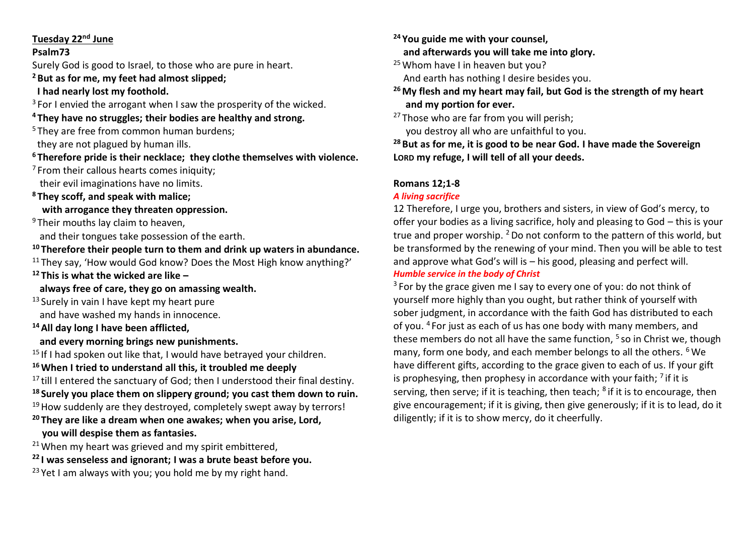**Tuesday 22nd June**

**Psalm73**

Surely God is good to Israel, to those who are pure in heart.

**[2] But as for me, my feet had almost slipped;**
**I had nearly lost my foothold.**

[3] For I envied the arrogant when I saw the prosperity of the wicked.

**[4] They have no struggles; their bodies are healthy and strong.**

[5] They are free from common human burdens;
they are not plagued by human ills.

**[6] Therefore pride is their necklace; they clothe themselves with violence.**

[7] From their callous hearts comes iniquity;
their evil imaginations have no limits.

**[8] They scoff, and speak with malice;**
**with arrogance they threaten oppression.**

[9] Their mouths lay claim to heaven,
and their tongues take possession of the earth.

**[10] Therefore their people turn to them and drink up waters in abundance.**

[11] They say, 'How would God know? Does the Most High know anything?'

**[12] This is what the wicked are like –**
**always free of care, they go on amassing wealth.**

[13] Surely in vain I have kept my heart pure
and have washed my hands in innocence.

**[14] All day long I have been afflicted,**
**and every morning brings new punishments.**

[15] If I had spoken out like that, I would have betrayed your children.

**[16] When I tried to understand all this, it troubled me deeply**

[17] till I entered the sanctuary of God; then I understood their final destiny.

**[18] Surely you place them on slippery ground; you cast them down to ruin.**

[19] How suddenly are they destroyed, completely swept away by terrors!

**[20] They are like a dream when one awakes; when you arise, Lord,**
**you will despise them as fantasies.**

[21] When my heart was grieved and my spirit embittered,

**[22] I was senseless and ignorant; I was a brute beast before you.**

[23] Yet I am always with you; you hold me by my right hand.

**[24] You guide me with your counsel,**
**and afterwards you will take me into glory.**

[25] Whom have I in heaven but you?
And earth has nothing I desire besides you.

**[26] My flesh and my heart may fail, but God is the strength of my heart**
**and my portion for ever.**

[27] Those who are far from you will perish;
you destroy all who are unfaithful to you.

**[28] But as for me, it is good to be near God. I have made the Sovereign LORD my refuge, I will tell of all your deeds.**

**Romans 12;1-8**

***A living sacrifice***

12 Therefore, I urge you, brothers and sisters, in view of God's mercy, to offer your bodies as a living sacrifice, holy and pleasing to God – this is your true and proper worship. [2] Do not conform to the pattern of this world, but be transformed by the renewing of your mind. Then you will be able to test and approve what God's will is – his good, pleasing and perfect will.

***Humble service in the body of Christ***

[3] For by the grace given me I say to every one of you: do not think of yourself more highly than you ought, but rather think of yourself with sober judgment, in accordance with the faith God has distributed to each of you. [4] For just as each of us has one body with many members, and these members do not all have the same function, [5] so in Christ we, though many, form one body, and each member belongs to all the others. [6] We have different gifts, according to the grace given to each of us. If your gift is prophesying, then prophesy in accordance with your faith; [7] if it is serving, then serve; if it is teaching, then teach; [8] if it is to encourage, then give encouragement; if it is giving, then give generously; if it is to lead, do it diligently; if it is to show mercy, do it cheerfully.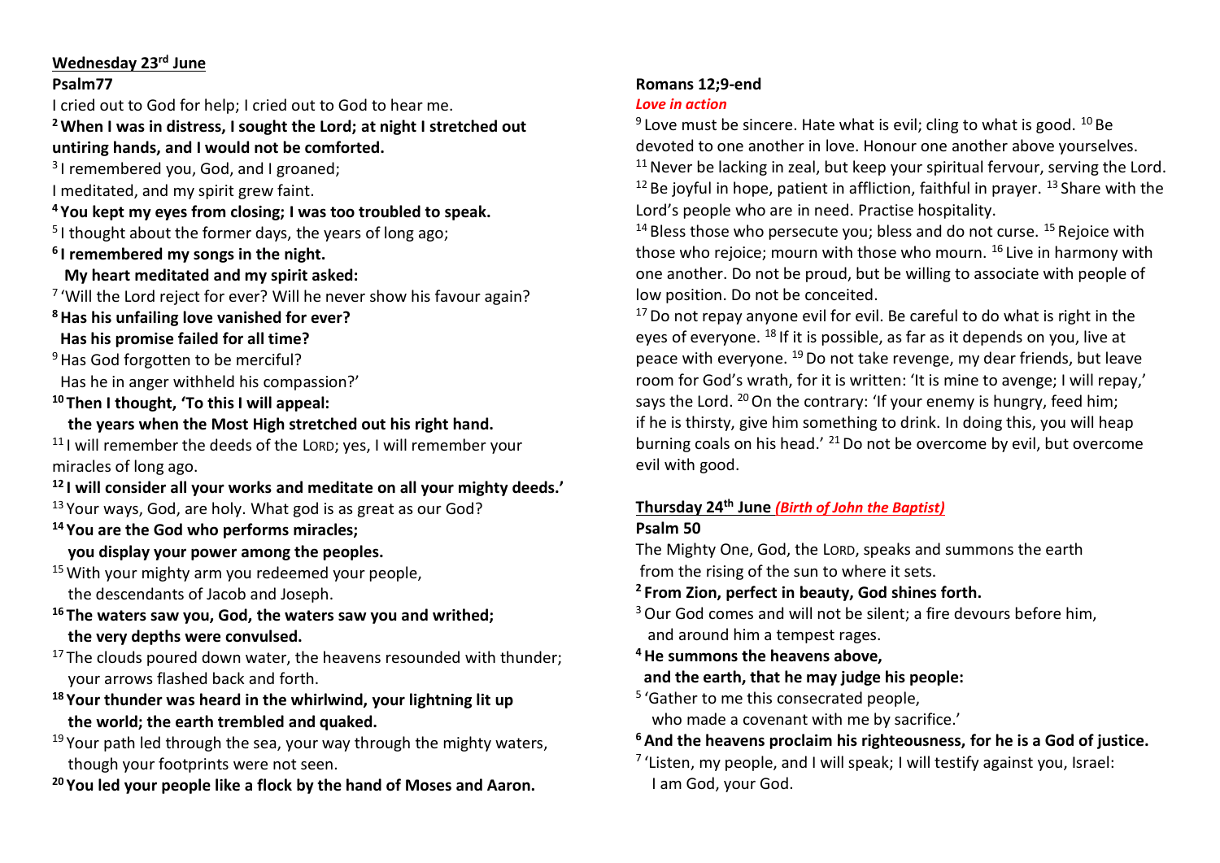**Wednesday 23rd June**

**Psalm77**

I cried out to God for help; I cried out to God to hear me.

**[2] When I was in distress, I sought the Lord; at night I stretched out untiring hands, and I would not be comforted.**

[3] I remembered you, God, and I groaned;
I meditated, and my spirit grew faint.

**[4] You kept my eyes from closing; I was too troubled to speak.**

[5] I thought about the former days, the years of long ago;

**[6] I remembered my songs in the night.**
**My heart meditated and my spirit asked:**

[7] 'Will the Lord reject for ever? Will he never show his favour again?

**[8] Has his unfailing love vanished for ever?**
**Has his promise failed for all time?**

[9] Has God forgotten to be merciful?
Has he in anger withheld his compassion?'

**[10] Then I thought, 'To this I will appeal:**
**the years when the Most High stretched out his right hand.**

[11] I will remember the deeds of the LORD; yes, I will remember your miracles of long ago.

**[12] I will consider all your works and meditate on all your mighty deeds.'**

[13] Your ways, God, are holy. What god is as great as our God?

**[14] You are the God who performs miracles;**
**you display your power among the peoples.**

[15] With your mighty arm you redeemed your people,
the descendants of Jacob and Joseph.

**[16] The waters saw you, God, the waters saw you and writhed;**
**the very depths were convulsed.**

[17] The clouds poured down water, the heavens resounded with thunder;
your arrows flashed back and forth.

**[18] Your thunder was heard in the whirlwind, your lightning lit up the world; the earth trembled and quaked.**

[19] Your path led through the sea, your way through the mighty waters,
though your footprints were not seen.

**[20] You led your people like a flock by the hand of Moses and Aaron.**

**Romans 12;9-end**

***Love in action***

[9] Love must be sincere. Hate what is evil; cling to what is good. [10] Be devoted to one another in love. Honour one another above yourselves. [11] Never be lacking in zeal, but keep your spiritual fervour, serving the Lord. [12] Be joyful in hope, patient in affliction, faithful in prayer. [13] Share with the Lord's people who are in need. Practise hospitality.

[14] Bless those who persecute you; bless and do not curse. [15] Rejoice with those who rejoice; mourn with those who mourn. [16] Live in harmony with one another. Do not be proud, but be willing to associate with people of low position. Do not be conceited.

[17] Do not repay anyone evil for evil. Be careful to do what is right in the eyes of everyone. [18] If it is possible, as far as it depends on you, live at peace with everyone. [19] Do not take revenge, my dear friends, but leave room for God's wrath, for it is written: 'It is mine to avenge; I will repay,' says the Lord. [20] On the contrary: 'If your enemy is hungry, feed him; if he is thirsty, give him something to drink. In doing this, you will heap burning coals on his head.' [21] Do not be overcome by evil, but overcome evil with good.

**Thursday 24th June** ***(Birth of John the Baptist)***

**Psalm 50**

The Mighty One, God, the LORD, speaks and summons the earth
from the rising of the sun to where it sets.

**[2] From Zion, perfect in beauty, God shines forth.**

[3] Our God comes and will not be silent; a fire devours before him,
and around him a tempest rages.

**[4] He summons the heavens above,**
**and the earth, that he may judge his people:**

[5] 'Gather to me this consecrated people,
who made a covenant with me by sacrifice.'

**[6] And the heavens proclaim his righteousness, for he is a God of justice.**

[7] 'Listen, my people, and I will speak; I will testify against you, Israel:
I am God, your God.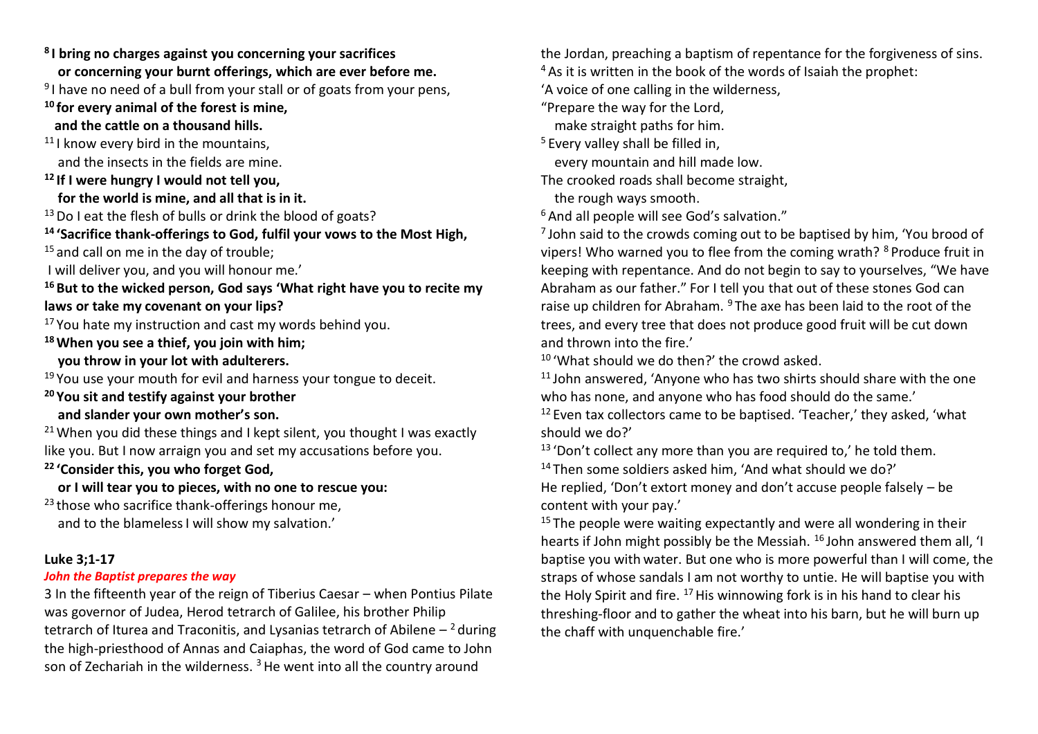**[8] I bring no charges against you concerning your sacrifices
or concerning your burnt offerings, which are ever before me.**

[9] I have no need of a bull from your stall or of goats from your pens,

**[10] for every animal of the forest is mine,
and the cattle on a thousand hills.**

[11] I know every bird in the mountains,
and the insects in the fields are mine.

**[12] If I were hungry I would not tell you,
for the world is mine, and all that is in it.**

[13] Do I eat the flesh of bulls or drink the blood of goats?

**[14] 'Sacrifice thank-offerings to God, fulfil your vows to the Most High,**

[15] and call on me in the day of trouble;
I will deliver you, and you will honour me.'

**[16] But to the wicked person, God says 'What right have you to recite my laws or take my covenant on your lips?**

[17] You hate my instruction and cast my words behind you.

**[18] When you see a thief, you join with him;
you throw in your lot with adulterers.**

[19] You use your mouth for evil and harness your tongue to deceit.

**[20] You sit and testify against your brother
and slander your own mother's son.**

[21] When you did these things and I kept silent, you thought I was exactly like you. But I now arraign you and set my accusations before you.

**[22] 'Consider this, you who forget God,
or I will tear you to pieces, with no one to rescue you:**

[23] those who sacrifice thank-offerings honour me,
and to the blameless I will show my salvation.'

**Luke 3;1-17**

***John the Baptist prepares the way***

3 In the fifteenth year of the reign of Tiberius Caesar – when Pontius Pilate was governor of Judea, Herod tetrarch of Galilee, his brother Philip tetrarch of Iturea and Traconitis, and Lysanias tetrarch of Abilene – [2] during the high-priesthood of Annas and Caiaphas, the word of God came to John son of Zechariah in the wilderness. [3] He went into all the country around the Jordan, preaching a baptism of repentance for the forgiveness of sins. [4] As it is written in the book of the words of Isaiah the prophet:

'A voice of one calling in the wilderness,
"Prepare the way for the Lord,
make straight paths for him.
[5] Every valley shall be filled in,
every mountain and hill made low.
The crooked roads shall become straight,
the rough ways smooth.
[6] And all people will see God's salvation."

[7] John said to the crowds coming out to be baptised by him, 'You brood of vipers! Who warned you to flee from the coming wrath? [8] Produce fruit in keeping with repentance. And do not begin to say to yourselves, "We have Abraham as our father." For I tell you that out of these stones God can raise up children for Abraham. [9] The axe has been laid to the root of the trees, and every tree that does not produce good fruit will be cut down and thrown into the fire.'

[10] 'What should we do then?' the crowd asked.

[11] John answered, 'Anyone who has two shirts should share with the one who has none, and anyone who has food should do the same.'

[12] Even tax collectors came to be baptised. 'Teacher,' they asked, 'what should we do?'

[13] 'Don't collect any more than you are required to,' he told them.

[14] Then some soldiers asked him, 'And what should we do?'
He replied, 'Don't extort money and don't accuse people falsely – be content with your pay.'

[15] The people were waiting expectantly and were all wondering in their hearts if John might possibly be the Messiah. [16] John answered them all, 'I baptise you with water. But one who is more powerful than I will come, the straps of whose sandals I am not worthy to untie. He will baptise you with the Holy Spirit and fire. [17] His winnowing fork is in his hand to clear his threshing-floor and to gather the wheat into his barn, but he will burn up the chaff with unquenchable fire.'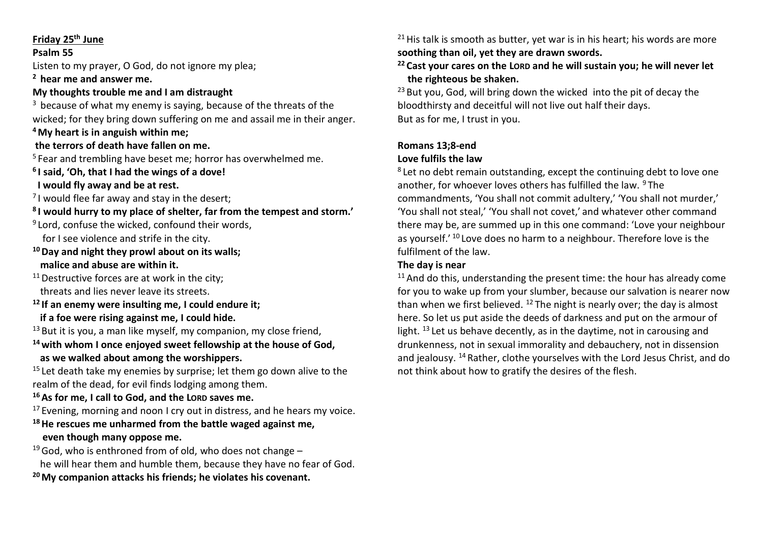**Friday 25th June**

**Psalm 55**

Listen to my prayer, O God, do not ignore my plea;

[2] **hear me and answer me.**

**My thoughts trouble me and I am distraught**

[3] because of what my enemy is saying, because of the threats of the wicked; for they bring down suffering on me and assail me in their anger.

[4] **My heart is in anguish within me;**
**the terrors of death have fallen on me.**

[5] Fear and trembling have beset me; horror has overwhelmed me.

[6] **I said, 'Oh, that I had the wings of a dove!**
**I would fly away and be at rest.**

[7] I would flee far away and stay in the desert;

[8] **I would hurry to my place of shelter, far from the tempest and storm.'**

[9] Lord, confuse the wicked, confound their words,
for I see violence and strife in the city.

[10] **Day and night they prowl about on its walls;**
**malice and abuse are within it.**

[11] Destructive forces are at work in the city;
threats and lies never leave its streets.

[12] **If an enemy were insulting me, I could endure it;**
**if a foe were rising against me, I could hide.**

[13] But it is you, a man like myself, my companion, my close friend,

[14] **with whom I once enjoyed sweet fellowship at the house of God,**
**as we walked about among the worshippers.**

[15] Let death take my enemies by surprise; let them go down alive to the realm of the dead, for evil finds lodging among them.

[16] **As for me, I call to God, and the LORD saves me.**

[17] Evening, morning and noon I cry out in distress, and he hears my voice.

[18] **He rescues me unharmed from the battle waged against me,**
**even though many oppose me.**

[19] God, who is enthroned from of old, who does not change –
he will hear them and humble them, because they have no fear of God.

[20] **My companion attacks his friends; he violates his covenant.**

[21] His talk is smooth as butter, yet war is in his heart; his words are more **soothing than oil, yet they are drawn swords.**

[22] **Cast your cares on the LORD and he will sustain you; he will never let the righteous be shaken.**

[23] But you, God, will bring down the wicked into the pit of decay the bloodthirsty and deceitful will not live out half their days.
But as for me, I trust in you.

**Romans 13;8-end**

**Love fulfils the law**

[8] Let no debt remain outstanding, except the continuing debt to love one another, for whoever loves others has fulfilled the law. [9] The commandments, 'You shall not commit adultery,' 'You shall not murder,' 'You shall not steal,' 'You shall not covet,' and whatever other command there may be, are summed up in this one command: 'Love your neighbour as yourself.' [10] Love does no harm to a neighbour. Therefore love is the fulfilment of the law.

**The day is near**

[11] And do this, understanding the present time: the hour has already come for you to wake up from your slumber, because our salvation is nearer now than when we first believed. [12] The night is nearly over; the day is almost here. So let us put aside the deeds of darkness and put on the armour of light. [13] Let us behave decently, as in the daytime, not in carousing and drunkenness, not in sexual immorality and debauchery, not in dissension and jealousy. [14] Rather, clothe yourselves with the Lord Jesus Christ, and do not think about how to gratify the desires of the flesh.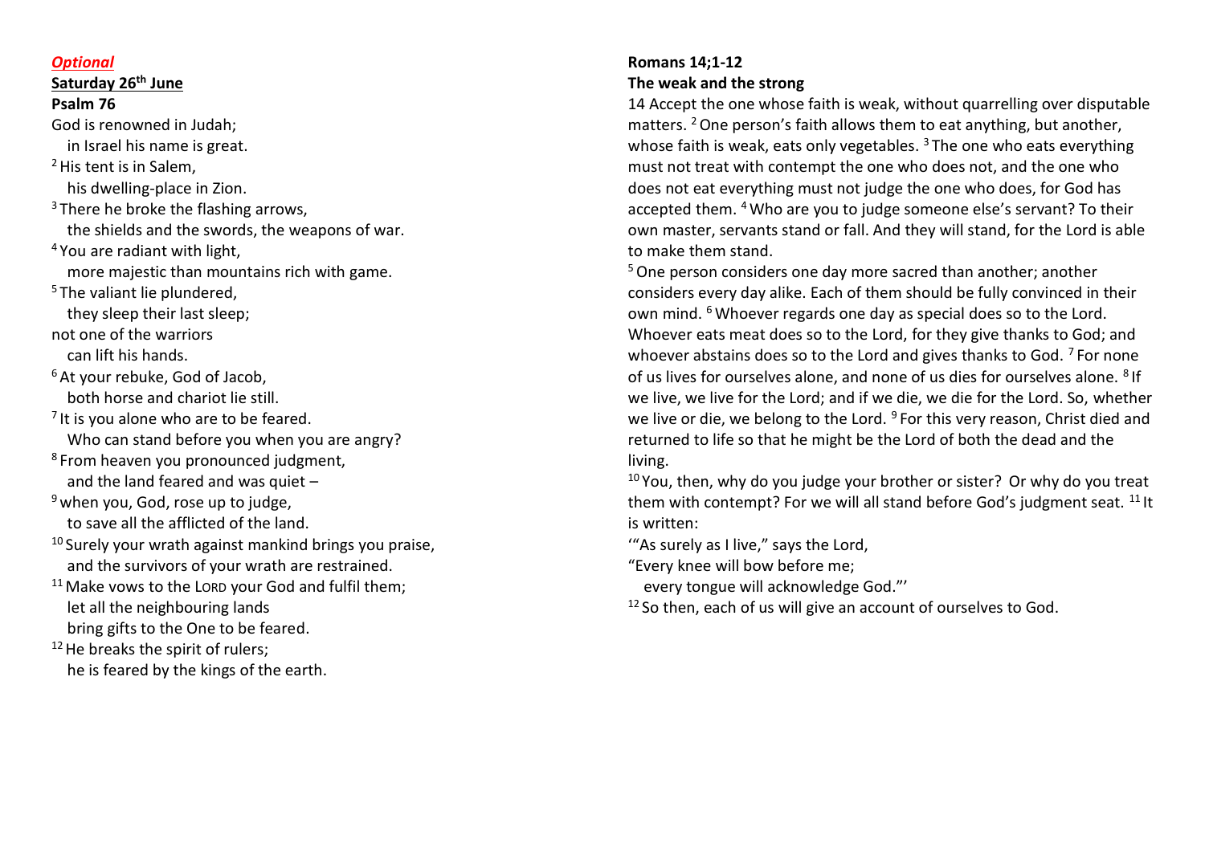***Optional***

**Saturday 26th June**

**Psalm 76**

God is renowned in Judah;
   in Israel his name is great.
[2] His tent is in Salem,
   his dwelling-place in Zion.
[3] There he broke the flashing arrows,
   the shields and the swords, the weapons of war.
[4] You are radiant with light,
   more majestic than mountains rich with game.
[5] The valiant lie plundered,
   they sleep their last sleep;
not one of the warriors
   can lift his hands.
[6] At your rebuke, God of Jacob,
   both horse and chariot lie still.
[7] It is you alone who are to be feared.
   Who can stand before you when you are angry?
[8] From heaven you pronounced judgment,
   and the land feared and was quiet –
[9] when you, God, rose up to judge,
   to save all the afflicted of the land.
[10] Surely your wrath against mankind brings you praise,
   and the survivors of your wrath are restrained.
[11] Make vows to the LORD your God and fulfil them;
   let all the neighbouring lands
   bring gifts to the One to be feared.
[12] He breaks the spirit of rulers;
   he is feared by the kings of the earth.

**Romans 14;1-12**

**The weak and the strong**

14 Accept the one whose faith is weak, without quarrelling over disputable matters. [2] One person's faith allows them to eat anything, but another, whose faith is weak, eats only vegetables. [3] The one who eats everything must not treat with contempt the one who does not, and the one who does not eat everything must not judge the one who does, for God has accepted them. [4] Who are you to judge someone else's servant? To their own master, servants stand or fall. And they will stand, for the Lord is able to make them stand.

[5] One person considers one day more sacred than another; another considers every day alike. Each of them should be fully convinced in their own mind. [6] Whoever regards one day as special does so to the Lord. Whoever eats meat does so to the Lord, for they give thanks to God; and whoever abstains does so to the Lord and gives thanks to God. [7] For none of us lives for ourselves alone, and none of us dies for ourselves alone. [8] If we live, we live for the Lord; and if we die, we die for the Lord. So, whether we live or die, we belong to the Lord. [9] For this very reason, Christ died and returned to life so that he might be the Lord of both the dead and the living.

[10] You, then, why do you judge your brother or sister? Or why do you treat them with contempt? For we will all stand before God's judgment seat. [11] It is written:

'"As surely as I live," says the Lord,
"Every knee will bow before me;
   every tongue will acknowledge God."'

[12] So then, each of us will give an account of ourselves to God.